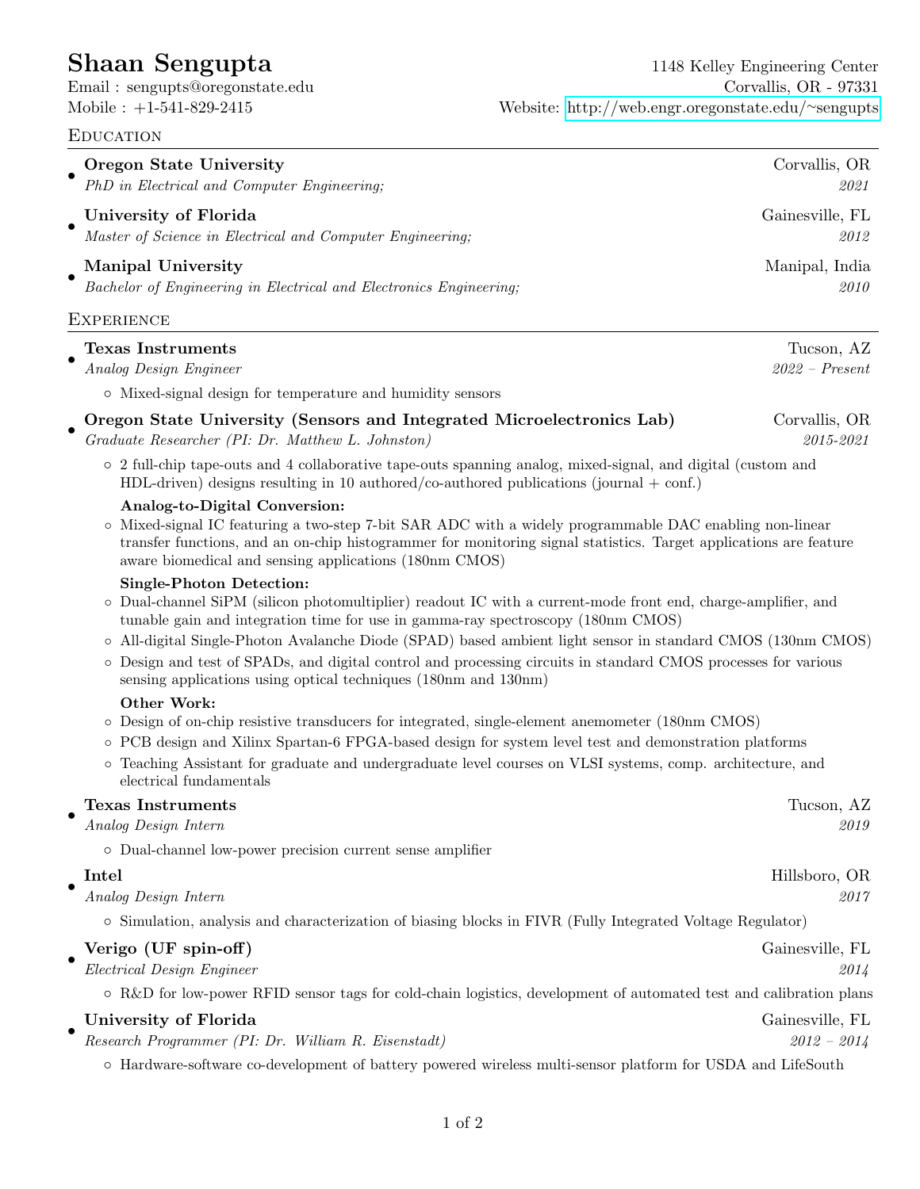# Shaan Sengupta

Email : sengupts@oregonstate.edu
Mobile : +1-541-829-2415

1148 Kelley Engineering Center
Corvallis, OR - 97331
Website: http://web.engr.oregonstate.edu/~sengupts

## Education

- **Oregon State University** — Corvallis, OR
  *PhD in Electrical and Computer Engineering;* — *2021*
- **University of Florida** — Gainesville, FL
  *Master of Science in Electrical and Computer Engineering;* — *2012*
- **Manipal University** — Manipal, India
  *Bachelor of Engineering in Electrical and Electronics Engineering;* — *2010*

## Experience

- **Texas Instruments** — Tucson, AZ
  *Analog Design Engineer* — *2022 – Present*
  - Mixed-signal design for temperature and humidity sensors
- **Oregon State University (Sensors and Integrated Microelectronics Lab)** — Corvallis, OR
  *Graduate Researcher (PI: Dr. Matthew L. Johnston)* — *2015-2021*
  - 2 full-chip tape-outs and 4 collaborative tape-outs spanning analog, mixed-signal, and digital (custom and HDL-driven) designs resulting in 10 authored/co-authored publications (journal + conf.)

  **Analog-to-Digital Conversion:**
  - Mixed-signal IC featuring a two-step 7-bit SAR ADC with a widely programmable DAC enabling non-linear transfer functions, and an on-chip histogrammer for monitoring signal statistics. Target applications are feature aware biomedical and sensing applications (180nm CMOS)

  **Single-Photon Detection:**
  - Dual-channel SiPM (silicon photomultiplier) readout IC with a current-mode front end, charge-amplifier, and tunable gain and integration time for use in gamma-ray spectroscopy (180nm CMOS)
  - All-digital Single-Photon Avalanche Diode (SPAD) based ambient light sensor in standard CMOS (130nm CMOS)
  - Design and test of SPADs, and digital control and processing circuits in standard CMOS processes for various sensing applications using optical techniques (180nm and 130nm)

  **Other Work:**
  - Design of on-chip resistive transducers for integrated, single-element anemometer (180nm CMOS)
  - PCB design and Xilinx Spartan-6 FPGA-based design for system level test and demonstration platforms
  - Teaching Assistant for graduate and undergraduate level courses on VLSI systems, comp. architecture, and electrical fundamentals
- **Texas Instruments** — Tucson, AZ
  *Analog Design Intern* — *2019*
  - Dual-channel low-power precision current sense amplifier
- **Intel** — Hillsboro, OR
  *Analog Design Intern* — *2017*
  - Simulation, analysis and characterization of biasing blocks in FIVR (Fully Integrated Voltage Regulator)
- **Verigo (UF spin-off)** — Gainesville, FL
  *Electrical Design Engineer* — *2014*
  - R&D for low-power RFID sensor tags for cold-chain logistics, development of automated test and calibration plans
- **University of Florida** — Gainesville, FL
  *Research Programmer (PI: Dr. William R. Eisenstadt)* — *2012 – 2014*
  - Hardware-software co-development of battery powered wireless multi-sensor platform for USDA and LifeSouth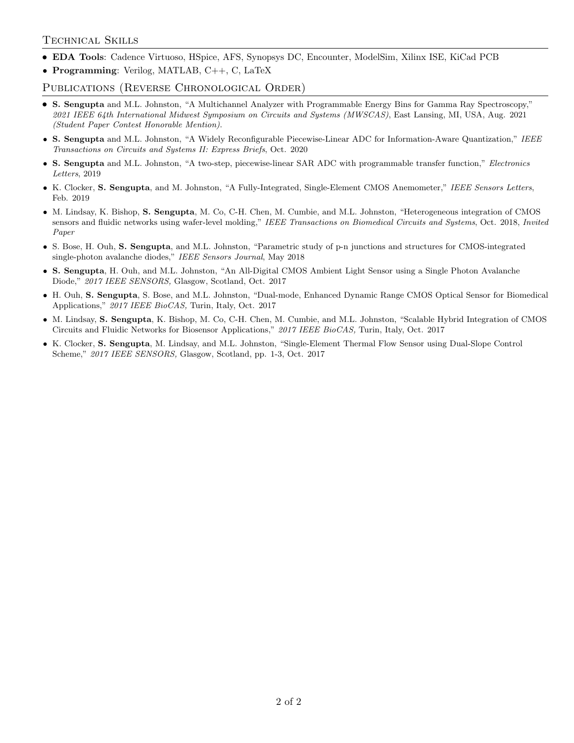## Technical Skills

- **EDA Tools**: Cadence Virtuoso, HSpice, AFS, Synopsys DC, Encounter, ModelSim, Xilinx ISE, KiCad PCB
- **Programming**: Verilog, MATLAB, C++, C, LaTeX

## Publications (Reverse Chronological Order)

- **S. Sengupta** and M.L. Johnston, "A Multichannel Analyzer with Programmable Energy Bins for Gamma Ray Spectroscopy," *2021 IEEE 64th International Midwest Symposium on Circuits and Systems (MWSCAS)*, East Lansing, MI, USA, Aug. 2021 *(Student Paper Contest Honorable Mention)*.
- **S. Sengupta** and M.L. Johnston, "A Widely Reconfigurable Piecewise-Linear ADC for Information-Aware Quantization," *IEEE Transactions on Circuits and Systems II: Express Briefs*, Oct. 2020
- **S. Sengupta** and M.L. Johnston, "A two-step, piecewise-linear SAR ADC with programmable transfer function," *Electronics Letters*, 2019
- K. Clocker, **S. Sengupta**, and M. Johnston, "A Fully-Integrated, Single-Element CMOS Anemometer," *IEEE Sensors Letters*, Feb. 2019
- M. Lindsay, K. Bishop, **S. Sengupta**, M. Co, C-H. Chen, M. Cumbie, and M.L. Johnston, "Heterogeneous integration of CMOS sensors and fluidic networks using wafer-level molding," *IEEE Transactions on Biomedical Circuits and Systems*, Oct. 2018, *Invited Paper*
- S. Bose, H. Ouh, **S. Sengupta**, and M.L. Johnston, "Parametric study of p-n junctions and structures for CMOS-integrated single-photon avalanche diodes," *IEEE Sensors Journal*, May 2018
- **S. Sengupta**, H. Ouh, and M.L. Johnston, "An All-Digital CMOS Ambient Light Sensor using a Single Photon Avalanche Diode," *2017 IEEE SENSORS,* Glasgow, Scotland, Oct. 2017
- H. Ouh, **S. Sengupta**, S. Bose, and M.L. Johnston, "Dual-mode, Enhanced Dynamic Range CMOS Optical Sensor for Biomedical Applications," *2017 IEEE BioCAS,* Turin, Italy, Oct. 2017
- M. Lindsay, **S. Sengupta**, K. Bishop, M. Co, C-H. Chen, M. Cumbie, and M.L. Johnston, "Scalable Hybrid Integration of CMOS Circuits and Fluidic Networks for Biosensor Applications," *2017 IEEE BioCAS,* Turin, Italy, Oct. 2017
- K. Clocker, **S. Sengupta**, M. Lindsay, and M.L. Johnston, "Single-Element Thermal Flow Sensor using Dual-Slope Control Scheme," *2017 IEEE SENSORS,* Glasgow, Scotland, pp. 1-3, Oct. 2017